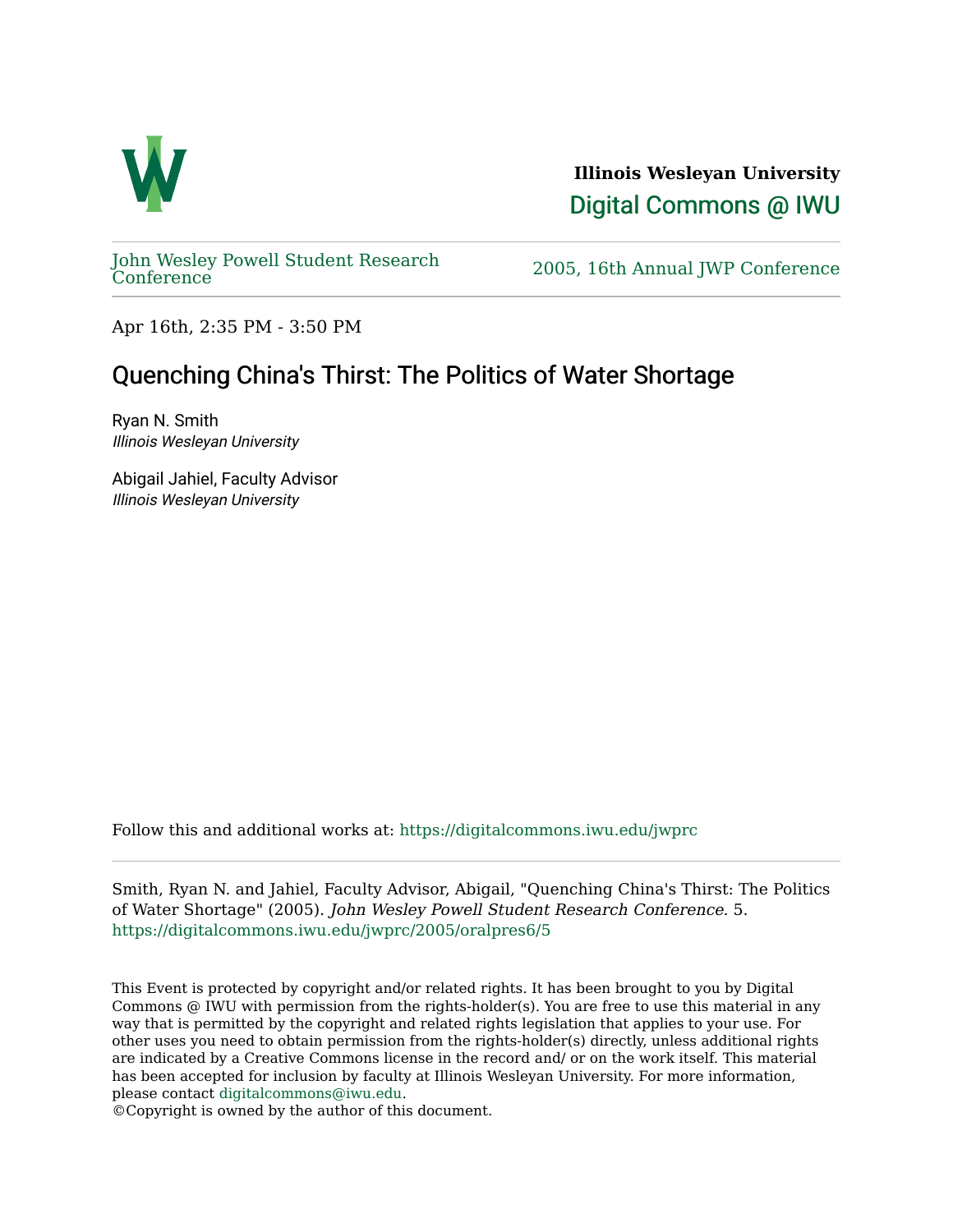**Illinois Wesleyan University**

Digital Commons @ IWU

John Wesley Powell Student Research Conference

2005, 16th Annual JWP Conference

Apr 16th, 2:35 PM - 3:50 PM

# Quenching China's Thirst: The Politics of Water Shortage

Ryan N. Smith
*Illinois Wesleyan University*

Abigail Jahiel, Faculty Advisor
*Illinois Wesleyan University*

Follow this and additional works at: https://digitalcommons.iwu.edu/jwprc

Smith, Ryan N. and Jahiel, Faculty Advisor, Abigail, "Quenching China's Thirst: The Politics of Water Shortage" (2005). *John Wesley Powell Student Research Conference*. 5.
https://digitalcommons.iwu.edu/jwprc/2005/oralpres6/5

This Event is protected by copyright and/or related rights. It has been brought to you by Digital Commons @ IWU with permission from the rights-holder(s). You are free to use this material in any way that is permitted by the copyright and related rights legislation that applies to your use. For other uses you need to obtain permission from the rights-holder(s) directly, unless additional rights are indicated by a Creative Commons license in the record and/ or on the work itself. This material has been accepted for inclusion by faculty at Illinois Wesleyan University. For more information, please contact digitalcommons@iwu.edu.
©Copyright is owned by the author of this document.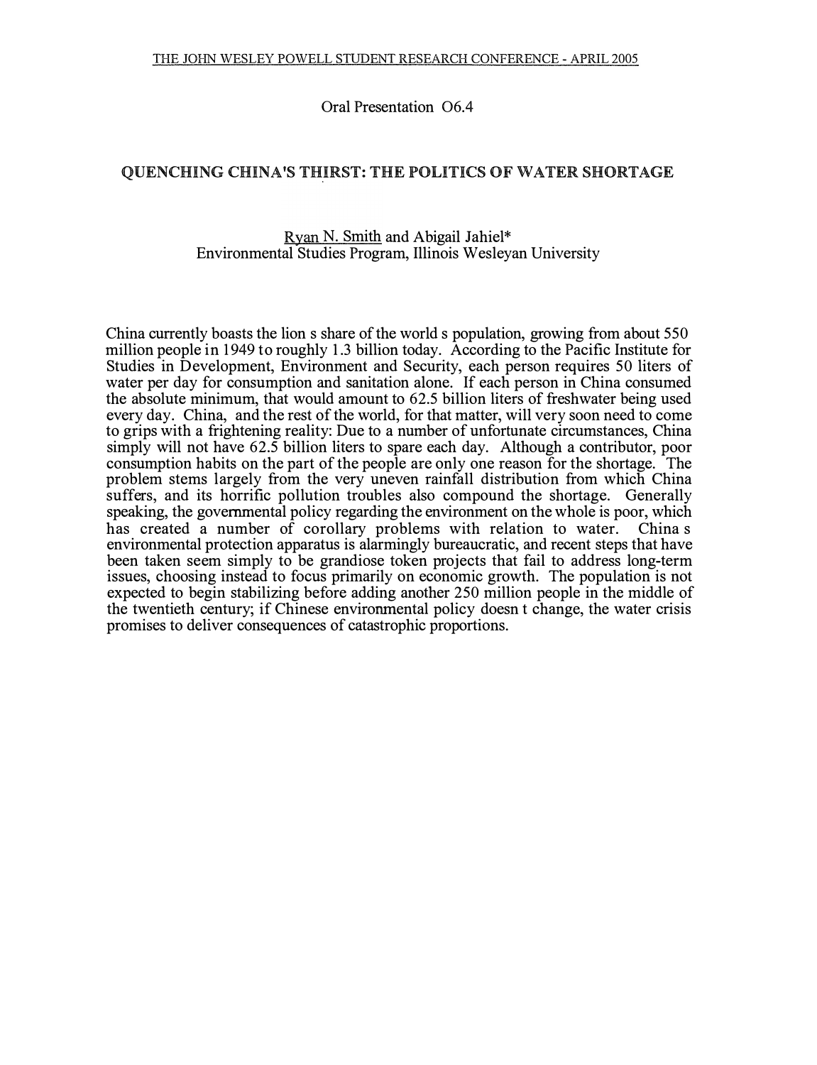THE JOHN WESLEY POWELL STUDENT RESEARCH CONFERENCE - APRIL 2005

Oral Presentation O6.4

# QUENCHING CHINA'S THIRST: THE POLITICS OF WATER SHORTAGE

Ryan N. Smith and Abigail Jahiel*
Environmental Studies Program, Illinois Wesleyan University

China currently boasts the lion s share of the world s population, growing from about 550 million people in 1949 to roughly 1.3 billion today. According to the Pacific Institute for Studies in Development, Environment and Security, each person requires 50 liters of water per day for consumption and sanitation alone. If each person in China consumed the absolute minimum, that would amount to 62.5 billion liters of freshwater being used every day. China, and the rest of the world, for that matter, will very soon need to come to grips with a frightening reality: Due to a number of unfortunate circumstances, China simply will not have 62.5 billion liters to spare each day. Although a contributor, poor consumption habits on the part of the people are only one reason for the shortage. The problem stems largely from the very uneven rainfall distribution from which China suffers, and its horrific pollution troubles also compound the shortage. Generally speaking, the governmental policy regarding the environment on the whole is poor, which has created a number of corollary problems with relation to water. China s environmental protection apparatus is alarmingly bureaucratic, and recent steps that have been taken seem simply to be grandiose token projects that fail to address long-term issues, choosing instead to focus primarily on economic growth. The population is not expected to begin stabilizing before adding another 250 million people in the middle of the twentieth century; if Chinese environmental policy doesn t change, the water crisis promises to deliver consequences of catastrophic proportions.